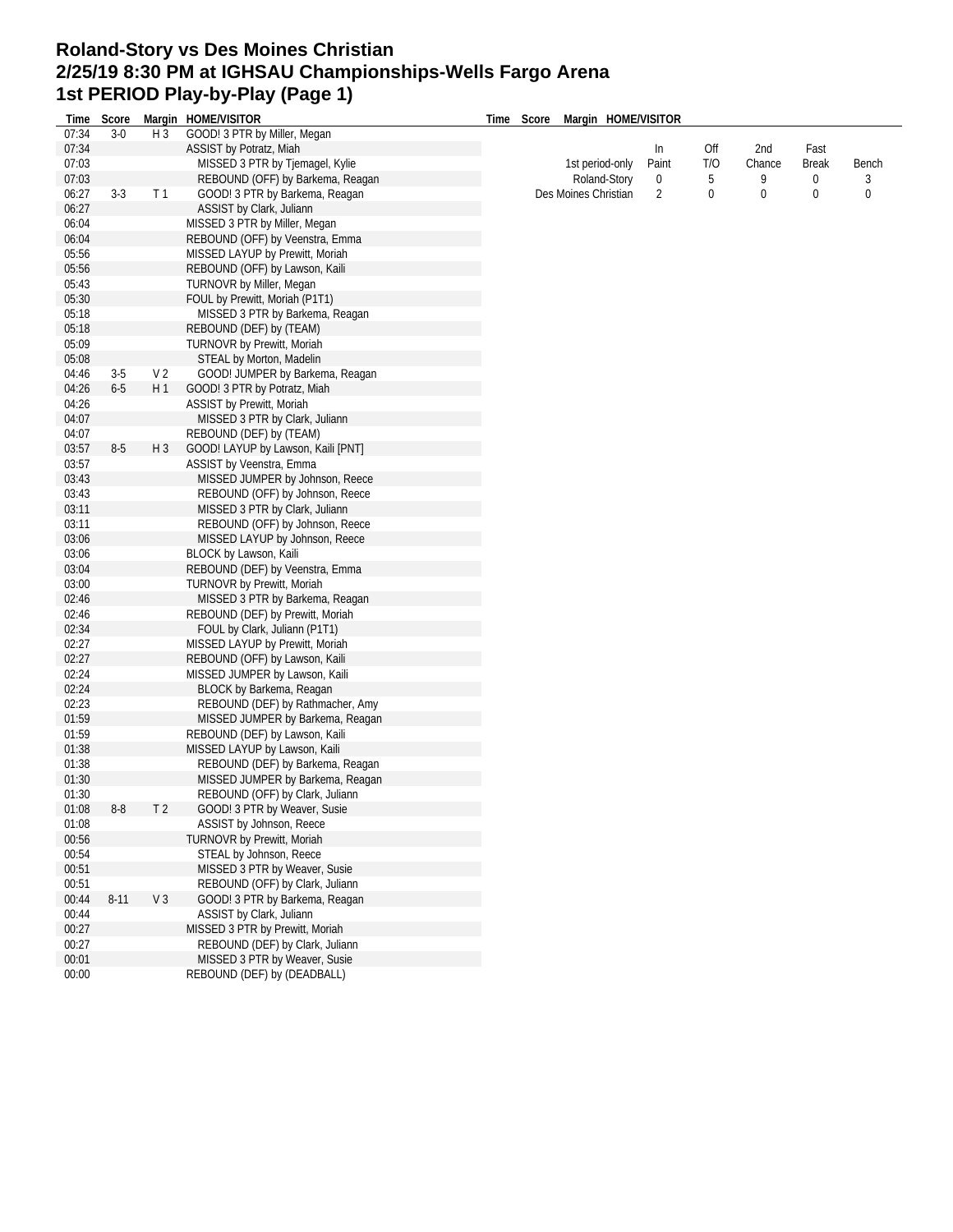# Roland-Story vs Des Moines Christian
## 2/25/19 8:30 PM at IGHSAU Championships-Wells Fargo Arena
## 1st PERIOD Play-by-Play (Page 1)

| Time | Score | Margin | HOME/VISITOR |
|---|---|---|---|
| 07:34 | 3-0 | H 3 | GOOD! 3 PTR by Miller, Megan |
| 07:34 | | | ASSIST by Potratz, Miah |
| 07:03 | | | MISSED 3 PTR by Tjemagel, Kylie |
| 07:03 | | | REBOUND (OFF) by Barkema, Reagan |
| 06:27 | 3-3 | T 1 | GOOD! 3 PTR by Barkema, Reagan |
| 06:27 | | | ASSIST by Clark, Juliann |
| 06:04 | | | MISSED 3 PTR by Miller, Megan |
| 06:04 | | | REBOUND (OFF) by Veenstra, Emma |
| 05:56 | | | MISSED LAYUP by Prewitt, Moriah |
| 05:56 | | | REBOUND (OFF) by Lawson, Kaili |
| 05:43 | | | TURNOVR by Miller, Megan |
| 05:30 | | | FOUL by Prewitt, Moriah (P1T1) |
| 05:18 | | | MISSED 3 PTR by Barkema, Reagan |
| 05:18 | | | REBOUND (DEF) by (TEAM) |
| 05:09 | | | TURNOVR by Prewitt, Moriah |
| 05:08 | | | STEAL by Morton, Madelin |
| 04:46 | 3-5 | V 2 | GOOD! JUMPER by Barkema, Reagan |
| 04:26 | 6-5 | H 1 | GOOD! 3 PTR by Potratz, Miah |
| 04:26 | | | ASSIST by Prewitt, Moriah |
| 04:07 | | | MISSED 3 PTR by Clark, Juliann |
| 04:07 | | | REBOUND (DEF) by (TEAM) |
| 03:57 | 8-5 | H 3 | GOOD! LAYUP by Lawson, Kaili [PNT] |
| 03:57 | | | ASSIST by Veenstra, Emma |
| 03:43 | | | MISSED JUMPER by Johnson, Reece |
| 03:43 | | | REBOUND (OFF) by Johnson, Reece |
| 03:11 | | | MISSED 3 PTR by Clark, Juliann |
| 03:11 | | | REBOUND (OFF) by Johnson, Reece |
| 03:06 | | | MISSED LAYUP by Johnson, Reece |
| 03:06 | | | BLOCK by Lawson, Kaili |
| 03:04 | | | REBOUND (DEF) by Veenstra, Emma |
| 03:00 | | | TURNOVR by Prewitt, Moriah |
| 02:46 | | | MISSED 3 PTR by Barkema, Reagan |
| 02:46 | | | REBOUND (DEF) by Prewitt, Moriah |
| 02:34 | | | FOUL by Clark, Juliann (P1T1) |
| 02:27 | | | MISSED LAYUP by Prewitt, Moriah |
| 02:27 | | | REBOUND (OFF) by Lawson, Kaili |
| 02:24 | | | MISSED JUMPER by Lawson, Kaili |
| 02:24 | | | BLOCK by Barkema, Reagan |
| 02:23 | | | REBOUND (DEF) by Rathmacher, Amy |
| 01:59 | | | MISSED JUMPER by Barkema, Reagan |
| 01:59 | | | REBOUND (DEF) by Lawson, Kaili |
| 01:38 | | | MISSED LAYUP by Lawson, Kaili |
| 01:38 | | | REBOUND (DEF) by Barkema, Reagan |
| 01:30 | | | MISSED JUMPER by Barkema, Reagan |
| 01:30 | | | REBOUND (OFF) by Clark, Juliann |
| 01:08 | 8-8 | T 2 | GOOD! 3 PTR by Weaver, Susie |
| 01:08 | | | ASSIST by Johnson, Reece |
| 00:56 | | | TURNOVR by Prewitt, Moriah |
| 00:54 | | | STEAL by Johnson, Reece |
| 00:51 | | | MISSED 3 PTR by Weaver, Susie |
| 00:51 | | | REBOUND (OFF) by Clark, Juliann |
| 00:44 | 8-11 | V 3 | GOOD! 3 PTR by Barkema, Reagan |
| 00:44 | | | ASSIST by Clark, Juliann |
| 00:27 | | | MISSED 3 PTR by Prewitt, Moriah |
| 00:27 | | | REBOUND (DEF) by Clark, Juliann |
| 00:01 | | | MISSED 3 PTR by Weaver, Susie |
| 00:00 | | | REBOUND (DEF) by (DEADBALL) |

| 1st period-only | In Paint | Off T/O | 2nd Chance | Fast Break | Bench |
|---|---|---|---|---|---|
| Roland-Story | 0 | 5 | 9 | 0 | 3 |
| Des Moines Christian | 2 | 0 | 0 | 0 | 0 |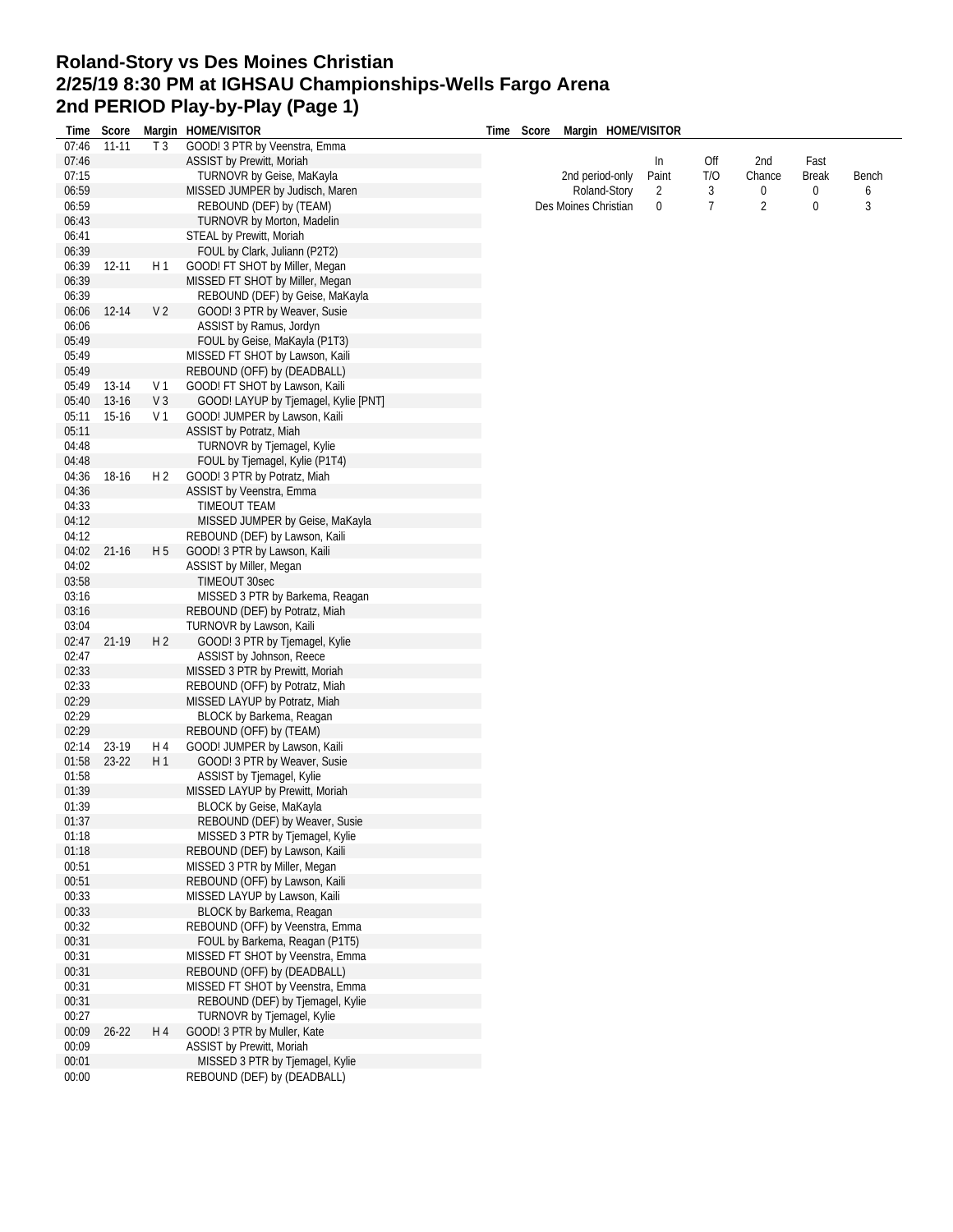# Roland-Story vs Des Moines Christian
# 2/25/19 8:30 PM at IGHSAU Championships-Wells Fargo Arena
# 2nd PERIOD Play-by-Play (Page 1)

| Time | Score | Margin | HOME/VISITOR |
|---|---|---|---|
| 07:46 | 11-11 | T 3 | GOOD! 3 PTR by Veenstra, Emma |
| 07:46 | | | ASSIST by Prewitt, Moriah |
| 07:15 | | | TURNOVR by Geise, MaKayla |
| 06:59 | | | MISSED JUMPER by Judisch, Maren |
| 06:59 | | | REBOUND (DEF) by (TEAM) |
| 06:43 | | | TURNOVR by Morton, Madelin |
| 06:41 | | | STEAL by Prewitt, Moriah |
| 06:39 | | | FOUL by Clark, Juliann (P2T2) |
| 06:39 | 12-11 | H 1 | GOOD! FT SHOT by Miller, Megan |
| 06:39 | | | MISSED FT SHOT by Miller, Megan |
| 06:39 | | | REBOUND (DEF) by Geise, MaKayla |
| 06:06 | 12-14 | V 2 | GOOD! 3 PTR by Weaver, Susie |
| 06:06 | | | ASSIST by Ramus, Jordyn |
| 05:49 | | | FOUL by Geise, MaKayla (P1T3) |
| 05:49 | | | MISSED FT SHOT by Lawson, Kaili |
| 05:49 | | | REBOUND (OFF) by (DEADBALL) |
| 05:49 | 13-14 | V 1 | GOOD! FT SHOT by Lawson, Kaili |
| 05:40 | 13-16 | V 3 | GOOD! LAYUP by Tjemagel, Kylie [PNT] |
| 05:11 | 15-16 | V 1 | GOOD! JUMPER by Lawson, Kaili |
| 05:11 | | | ASSIST by Potratz, Miah |
| 04:48 | | | TURNOVR by Tjemagel, Kylie |
| 04:48 | | | FOUL by Tjemagel, Kylie (P1T4) |
| 04:36 | 18-16 | H 2 | GOOD! 3 PTR by Potratz, Miah |
| 04:36 | | | ASSIST by Veenstra, Emma |
| 04:33 | | | TIMEOUT TEAM |
| 04:12 | | | MISSED JUMPER by Geise, MaKayla |
| 04:12 | | | REBOUND (DEF) by Lawson, Kaili |
| 04:02 | 21-16 | H 5 | GOOD! 3 PTR by Lawson, Kaili |
| 04:02 | | | ASSIST by Miller, Megan |
| 03:58 | | | TIMEOUT 30sec |
| 03:16 | | | MISSED 3 PTR by Barkema, Reagan |
| 03:16 | | | REBOUND (DEF) by Potratz, Miah |
| 03:04 | | | TURNOVR by Lawson, Kaili |
| 02:47 | 21-19 | H 2 | GOOD! 3 PTR by Tjemagel, Kylie |
| 02:47 | | | ASSIST by Johnson, Reece |
| 02:33 | | | MISSED 3 PTR by Prewitt, Moriah |
| 02:33 | | | REBOUND (OFF) by Potratz, Miah |
| 02:29 | | | MISSED LAYUP by Potratz, Miah |
| 02:29 | | | BLOCK by Barkema, Reagan |
| 02:29 | | | REBOUND (OFF) by (TEAM) |
| 02:14 | 23-19 | H 4 | GOOD! JUMPER by Lawson, Kaili |
| 01:58 | 23-22 | H 1 | GOOD! 3 PTR by Weaver, Susie |
| 01:58 | | | ASSIST by Tjemagel, Kylie |
| 01:39 | | | MISSED LAYUP by Prewitt, Moriah |
| 01:39 | | | BLOCK by Geise, MaKayla |
| 01:37 | | | REBOUND (DEF) by Weaver, Susie |
| 01:18 | | | MISSED 3 PTR by Tjemagel, Kylie |
| 01:18 | | | REBOUND (DEF) by Lawson, Kaili |
| 00:51 | | | MISSED 3 PTR by Miller, Megan |
| 00:51 | | | REBOUND (OFF) by Lawson, Kaili |
| 00:33 | | | MISSED LAYUP by Lawson, Kaili |
| 00:33 | | | BLOCK by Barkema, Reagan |
| 00:32 | | | REBOUND (OFF) by Veenstra, Emma |
| 00:31 | | | FOUL by Barkema, Reagan (P1T5) |
| 00:31 | | | MISSED FT SHOT by Veenstra, Emma |
| 00:31 | | | REBOUND (OFF) by (DEADBALL) |
| 00:31 | | | MISSED FT SHOT by Veenstra, Emma |
| 00:31 | | | REBOUND (DEF) by Tjemagel, Kylie |
| 00:27 | | | TURNOVR by Tjemagel, Kylie |
| 00:09 | 26-22 | H 4 | GOOD! 3 PTR by Muller, Kate |
| 00:09 | | | ASSIST by Prewitt, Moriah |
| 00:01 | | | MISSED 3 PTR by Tjemagel, Kylie |
| 00:00 | | | REBOUND (DEF) by (DEADBALL) |

| 2nd period-only | In Paint | Off T/O | 2nd Chance | Fast Break | Bench |
|---|---|---|---|---|---|
| Roland-Story | 2 | 3 | 0 | 0 | 6 |
| Des Moines Christian | 0 | 7 | 2 | 0 | 3 |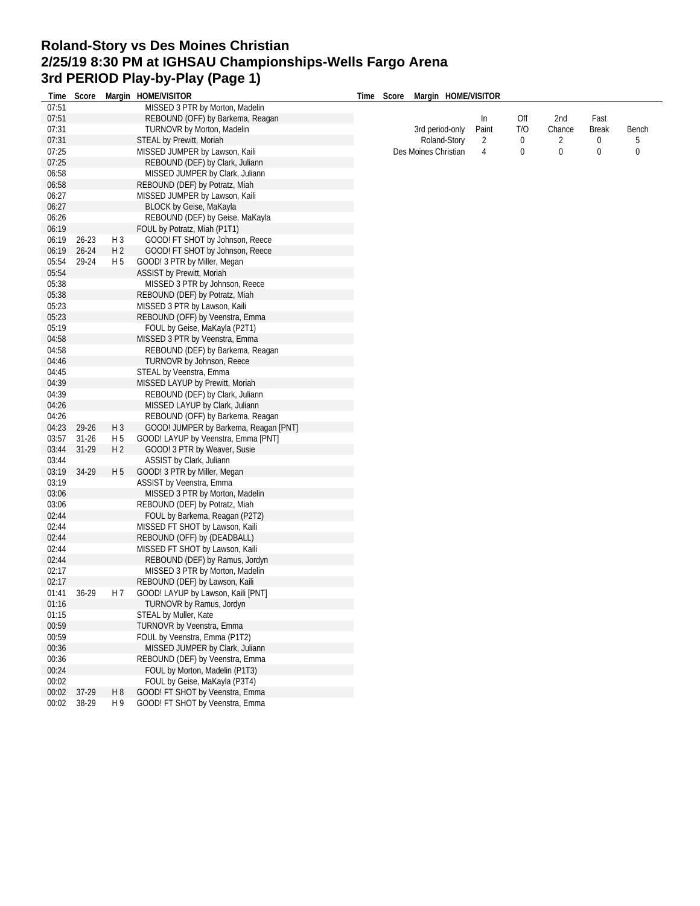# Roland-Story vs Des Moines Christian
# 2/25/19 8:30 PM at IGHSAU Championships-Wells Fargo Arena
# 3rd PERIOD Play-by-Play (Page 1)

| Time | Score | Margin | HOME/VISITOR |
|---|---|---|---|
| 07:51 | | | MISSED 3 PTR by Morton, Madelin |
| 07:51 | | | REBOUND (OFF) by Barkema, Reagan |
| 07:31 | | | TURNOVR by Morton, Madelin |
| 07:31 | | | STEAL by Prewitt, Moriah |
| 07:25 | | | MISSED JUMPER by Lawson, Kaili |
| 07:25 | | | REBOUND (DEF) by Clark, Juliann |
| 06:58 | | | MISSED JUMPER by Clark, Juliann |
| 06:58 | | | REBOUND (DEF) by Potratz, Miah |
| 06:27 | | | MISSED JUMPER by Lawson, Kaili |
| 06:27 | | | BLOCK by Geise, MaKayla |
| 06:26 | | | REBOUND (DEF) by Geise, MaKayla |
| 06:19 | | | FOUL by Potratz, Miah (P1T1) |
| 06:19 | 26-23 | H 3 | GOOD! FT SHOT by Johnson, Reece |
| 06:19 | 26-24 | H 2 | GOOD! FT SHOT by Johnson, Reece |
| 05:54 | 29-24 | H 5 | GOOD! 3 PTR by Miller, Megan |
| 05:54 | | | ASSIST by Prewitt, Moriah |
| 05:38 | | | MISSED 3 PTR by Johnson, Reece |
| 05:38 | | | REBOUND (DEF) by Potratz, Miah |
| 05:23 | | | MISSED 3 PTR by Lawson, Kaili |
| 05:23 | | | REBOUND (OFF) by Veenstra, Emma |
| 05:19 | | | FOUL by Geise, MaKayla (P2T1) |
| 04:58 | | | MISSED 3 PTR by Veenstra, Emma |
| 04:58 | | | REBOUND (DEF) by Barkema, Reagan |
| 04:46 | | | TURNOVR by Johnson, Reece |
| 04:45 | | | STEAL by Veenstra, Emma |
| 04:39 | | | MISSED LAYUP by Prewitt, Moriah |
| 04:39 | | | REBOUND (DEF) by Clark, Juliann |
| 04:26 | | | MISSED LAYUP by Clark, Juliann |
| 04:26 | | | REBOUND (OFF) by Barkema, Reagan |
| 04:23 | 29-26 | H 3 | GOOD! JUMPER by Barkema, Reagan [PNT] |
| 03:57 | 31-26 | H 5 | GOOD! LAYUP by Veenstra, Emma [PNT] |
| 03:44 | 31-29 | H 2 | GOOD! 3 PTR by Weaver, Susie |
| 03:44 | | | ASSIST by Clark, Juliann |
| 03:19 | 34-29 | H 5 | GOOD! 3 PTR by Miller, Megan |
| 03:19 | | | ASSIST by Veenstra, Emma |
| 03:06 | | | MISSED 3 PTR by Morton, Madelin |
| 03:06 | | | REBOUND (DEF) by Potratz, Miah |
| 02:44 | | | FOUL by Barkema, Reagan (P2T2) |
| 02:44 | | | MISSED FT SHOT by Lawson, Kaili |
| 02:44 | | | REBOUND (OFF) by (DEADBALL) |
| 02:44 | | | MISSED FT SHOT by Lawson, Kaili |
| 02:44 | | | REBOUND (DEF) by Ramus, Jordyn |
| 02:17 | | | MISSED 3 PTR by Morton, Madelin |
| 02:17 | | | REBOUND (DEF) by Lawson, Kaili |
| 01:41 | 36-29 | H 7 | GOOD! LAYUP by Lawson, Kaili [PNT] |
| 01:16 | | | TURNOVR by Ramus, Jordyn |
| 01:15 | | | STEAL by Muller, Kate |
| 00:59 | | | TURNOVR by Veenstra, Emma |
| 00:59 | | | FOUL by Veenstra, Emma (P1T2) |
| 00:36 | | | MISSED JUMPER by Clark, Juliann |
| 00:36 | | | REBOUND (DEF) by Veenstra, Emma |
| 00:24 | | | FOUL by Morton, Madelin (P1T3) |
| 00:02 | | | FOUL by Geise, MaKayla (P3T4) |
| 00:02 | 37-29 | H 8 | GOOD! FT SHOT by Veenstra, Emma |
| 00:02 | 38-29 | H 9 | GOOD! FT SHOT by Veenstra, Emma |

| 3rd period-only | In Paint | Off T/O | 2nd Chance | Fast Break | Bench |
|---|---|---|---|---|---|
| Roland-Story | 2 | 0 | 2 | 0 | 5 |
| Des Moines Christian | 4 | 0 | 0 | 0 | 0 |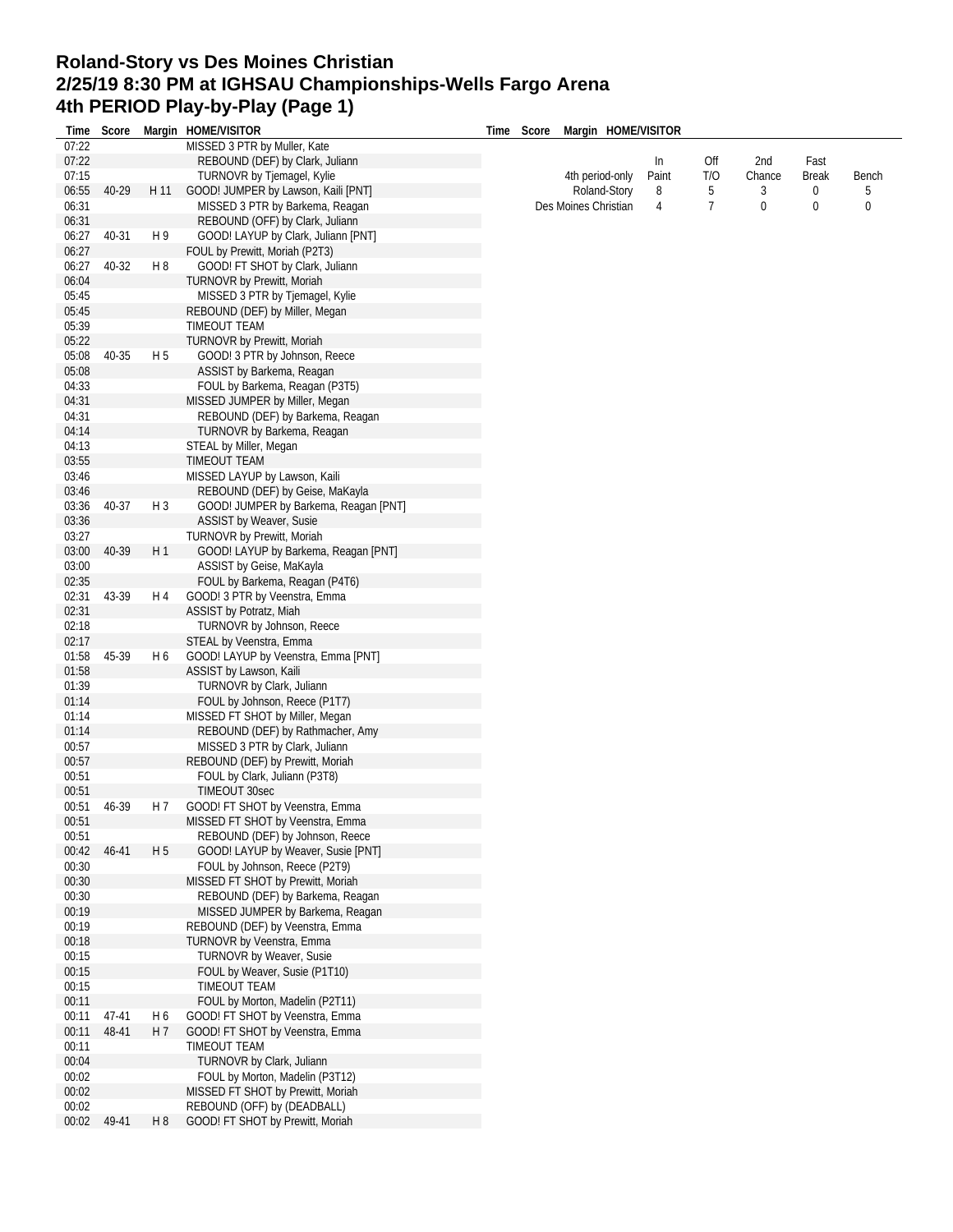# Roland-Story vs Des Moines Christian
# 2/25/19 8:30 PM at IGHSAU Championships-Wells Fargo Arena
# 4th PERIOD Play-by-Play (Page 1)

| Time | Score | Margin | HOME/VISITOR |
|---|---|---|---|
| 07:22 | | | MISSED 3 PTR by Muller, Kate |
| 07:22 | | | REBOUND (DEF) by Clark, Juliann |
| 07:15 | | | TURNOVR by Tjemagel, Kylie |
| 06:55 | 40-29 | H 11 | GOOD! JUMPER by Lawson, Kaili [PNT] |
| 06:31 | | | MISSED 3 PTR by Barkema, Reagan |
| 06:31 | | | REBOUND (OFF) by Clark, Juliann |
| 06:27 | 40-31 | H 9 | GOOD! LAYUP by Clark, Juliann [PNT] |
| 06:27 | | | FOUL by Prewitt, Moriah (P2T3) |
| 06:27 | 40-32 | H 8 | GOOD! FT SHOT by Clark, Juliann |
| 06:04 | | | TURNOVR by Prewitt, Moriah |
| 05:45 | | | MISSED 3 PTR by Tjemagel, Kylie |
| 05:45 | | | REBOUND (DEF) by Miller, Megan |
| 05:39 | | | TIMEOUT TEAM |
| 05:22 | | | TURNOVR by Prewitt, Moriah |
| 05:08 | 40-35 | H 5 | GOOD! 3 PTR by Johnson, Reece |
| 05:08 | | | ASSIST by Barkema, Reagan |
| 04:33 | | | FOUL by Barkema, Reagan (P3T5) |
| 04:31 | | | MISSED JUMPER by Miller, Megan |
| 04:31 | | | REBOUND (DEF) by Barkema, Reagan |
| 04:14 | | | TURNOVR by Barkema, Reagan |
| 04:13 | | | STEAL by Miller, Megan |
| 03:55 | | | TIMEOUT TEAM |
| 03:46 | | | MISSED LAYUP by Lawson, Kaili |
| 03:46 | | | REBOUND (DEF) by Geise, MaKayla |
| 03:36 | 40-37 | H 3 | GOOD! JUMPER by Barkema, Reagan [PNT] |
| 03:36 | | | ASSIST by Weaver, Susie |
| 03:27 | | | TURNOVR by Prewitt, Moriah |
| 03:00 | 40-39 | H 1 | GOOD! LAYUP by Barkema, Reagan [PNT] |
| 03:00 | | | ASSIST by Geise, MaKayla |
| 02:35 | | | FOUL by Barkema, Reagan (P4T6) |
| 02:31 | 43-39 | H 4 | GOOD! 3 PTR by Veenstra, Emma |
| 02:31 | | | ASSIST by Potratz, Miah |
| 02:18 | | | TURNOVR by Johnson, Reece |
| 02:17 | | | STEAL by Veenstra, Emma |
| 01:58 | 45-39 | H 6 | GOOD! LAYUP by Veenstra, Emma [PNT] |
| 01:58 | | | ASSIST by Lawson, Kaili |
| 01:39 | | | TURNOVR by Clark, Juliann |
| 01:14 | | | FOUL by Johnson, Reece (P1T7) |
| 01:14 | | | MISSED FT SHOT by Miller, Megan |
| 01:14 | | | REBOUND (DEF) by Rathmacher, Amy |
| 00:57 | | | MISSED 3 PTR by Clark, Juliann |
| 00:57 | | | REBOUND (DEF) by Prewitt, Moriah |
| 00:51 | | | FOUL by Clark, Juliann (P3T8) |
| 00:51 | | | TIMEOUT 30sec |
| 00:51 | 46-39 | H 7 | GOOD! FT SHOT by Veenstra, Emma |
| 00:51 | | | MISSED FT SHOT by Veenstra, Emma |
| 00:51 | | | REBOUND (DEF) by Johnson, Reece |
| 00:42 | 46-41 | H 5 | GOOD! LAYUP by Weaver, Susie [PNT] |
| 00:30 | | | FOUL by Johnson, Reece (P2T9) |
| 00:30 | | | MISSED FT SHOT by Prewitt, Moriah |
| 00:30 | | | REBOUND (DEF) by Barkema, Reagan |
| 00:19 | | | MISSED JUMPER by Barkema, Reagan |
| 00:19 | | | REBOUND (DEF) by Veenstra, Emma |
| 00:18 | | | TURNOVR by Veenstra, Emma |
| 00:15 | | | TURNOVR by Weaver, Susie |
| 00:15 | | | FOUL by Weaver, Susie (P1T10) |
| 00:15 | | | TIMEOUT TEAM |
| 00:11 | | | FOUL by Morton, Madelin (P2T11) |
| 00:11 | 47-41 | H 6 | GOOD! FT SHOT by Veenstra, Emma |
| 00:11 | 48-41 | H 7 | GOOD! FT SHOT by Veenstra, Emma |
| 00:11 | | | TIMEOUT TEAM |
| 00:04 | | | TURNOVR by Clark, Juliann |
| 00:02 | | | FOUL by Morton, Madelin (P3T12) |
| 00:02 | | | MISSED FT SHOT by Prewitt, Moriah |
| 00:02 | | | REBOUND (OFF) by (DEADBALL) |
| 00:02 | 49-41 | H 8 | GOOD! FT SHOT by Prewitt, Moriah |

| 4th period-only | In Paint | Off T/O | 2nd Chance | Fast Break | Bench |
|---|---|---|---|---|---|
| Roland-Story | 8 | 5 | 3 | 0 | 5 |
| Des Moines Christian | 4 | 7 | 0 | 0 | 0 |